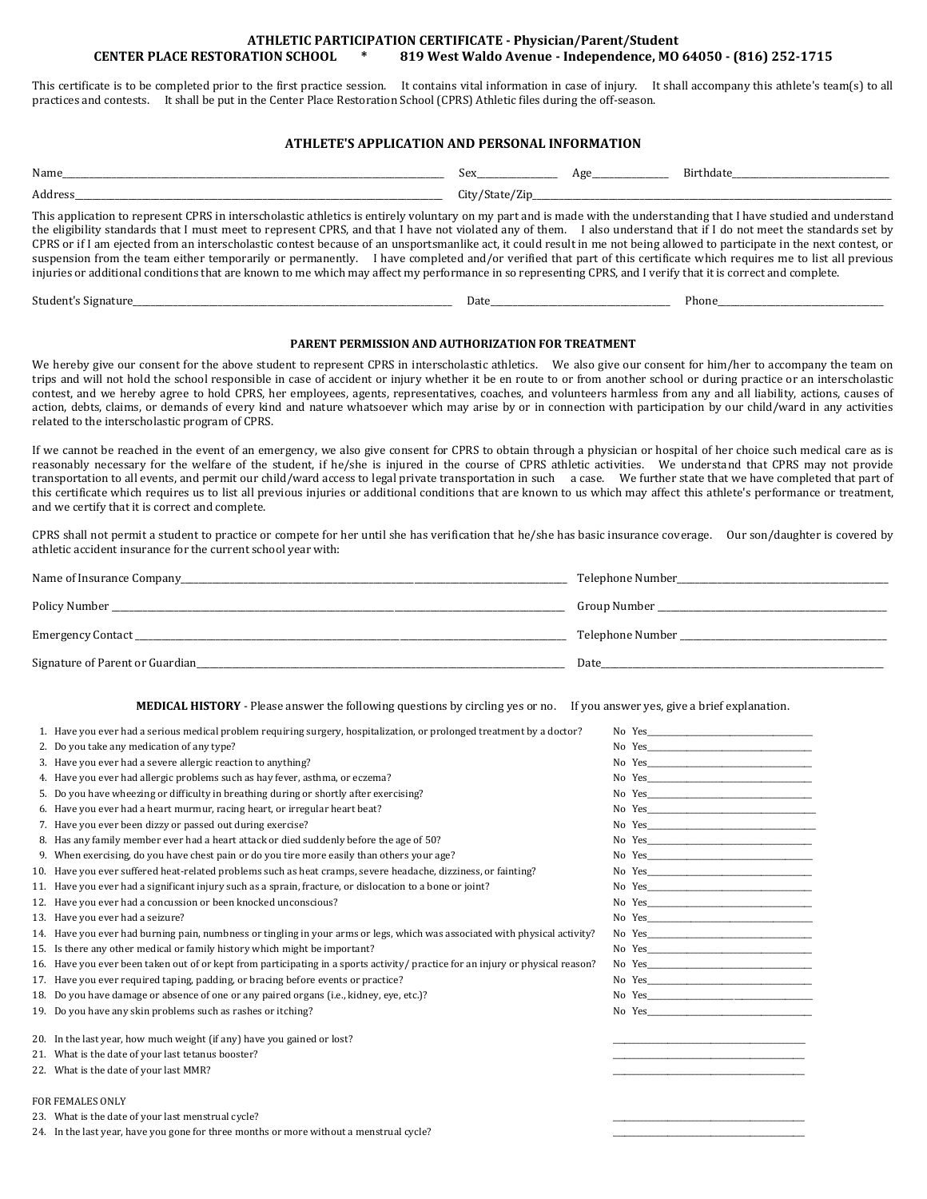**ATHLETIC PARTICIPATION CERTIFICATE - Physician/Parent/Student**
**CENTER PLACE RESTORATION SCHOOL * 819 West Waldo Avenue - Independence, MO 64050 - (816) 252-1715**

This certificate is to be completed prior to the first practice session. It contains vital information in case of injury. It shall accompany this athlete's team(s) to all practices and contests. It shall be put in the Center Place Restoration School (CPRS) Athletic files during the off-season.

## ATHLETE'S APPLICATION AND PERSONAL INFORMATION

Name__________________________ Sex__________ Age__________ Birthdate__________________

Address__________________________ City/State/Zip__________________________

This application to represent CPRS in interscholastic athletics is entirely voluntary on my part and is made with the understanding that I have studied and understand the eligibility standards that I must meet to represent CPRS, and that I have not violated any of them. I also understand that if I do not meet the standards set by CPRS or if I am ejected from an interscholastic contest because of an unsportsmanlike act, it could result in me not being allowed to participate in the next contest, or suspension from the team either temporarily or permanently. I have completed and/or verified that part of this certificate which requires me to list all previous injuries or additional conditions that are known to me which may affect my performance in so representing CPRS, and I verify that it is correct and complete.

Student's Signature__________________________ Date__________________ Phone__________________

## PARENT PERMISSION AND AUTHORIZATION FOR TREATMENT

We hereby give our consent for the above student to represent CPRS in interscholastic athletics. We also give our consent for him/her to accompany the team on trips and will not hold the school responsible in case of accident or injury whether it be en route to or from another school or during practice or an interscholastic contest, and we hereby agree to hold CPRS, her employees, agents, representatives, coaches, and volunteers harmless from any and all liability, actions, causes of action, debts, claims, or demands of every kind and nature whatsoever which may arise by or in connection with participation by our child/ward in any activities related to the interscholastic program of CPRS.

If we cannot be reached in the event of an emergency, we also give consent for CPRS to obtain through a physician or hospital of her choice such medical care as is reasonably necessary for the welfare of the student, if he/she is injured in the course of CPRS athletic activities. We understand that CPRS may not provide transportation to all events, and permit our child/ward access to legal private transportation in such a case. We further state that we have completed that part of this certificate which requires us to list all previous injuries or additional conditions that are known to us which may affect this athlete's performance or treatment, and we certify that it is correct and complete.

CPRS shall not permit a student to practice or compete for her until she has verification that he/she has basic insurance coverage. Our son/daughter is covered by athletic accident insurance for the current school year with:

Name of Insurance Company__________________________ Telephone Number__________________

Policy Number __________________________ Group Number __________________

Emergency Contact __________________________ Telephone Number __________________

Signature of Parent or Guardian__________________________ Date__________________

**MEDICAL HISTORY** - Please answer the following questions by circling yes or no. If you answer yes, give a brief explanation.

1. Have you ever had a serious medical problem requiring surgery, hospitalization, or prolonged treatment by a doctor? No Yes__________________
2. Do you take any medication of any type? No Yes__________________
3. Have you ever had a severe allergic reaction to anything? No Yes__________________
4. Have you ever had allergic problems such as hay fever, asthma, or eczema? No Yes__________________
5. Do you have wheezing or difficulty in breathing during or shortly after exercising? No Yes__________________
6. Have you ever had a heart murmur, racing heart, or irregular heart beat? No Yes__________________
7. Have you ever been dizzy or passed out during exercise? No Yes__________________
8. Has any family member ever had a heart attack or died suddenly before the age of 50? No Yes__________________
9. When exercising, do you have chest pain or do you tire more easily than others your age? No Yes__________________
10. Have you ever suffered heat-related problems such as heat cramps, severe headache, dizziness, or fainting? No Yes__________________
11. Have you ever had a significant injury such as a sprain, fracture, or dislocation to a bone or joint? No Yes__________________
12. Have you ever had a concussion or been knocked unconscious? No Yes__________________
13. Have you ever had a seizure? No Yes__________________
14. Have you ever had burning pain, numbness or tingling in your arms or legs, which was associated with physical activity? No Yes__________________
15. Is there any other medical or family history which might be important? No Yes__________________
16. Have you ever been taken out of or kept from participating in a sports activity/ practice for an injury or physical reason? No Yes__________________
17. Have you ever required taping, padding, or bracing before events or practice? No Yes__________________
18. Do you have damage or absence of one or any paired organs (i.e., kidney, eye, etc.)? No Yes__________________
19. Do you have any skin problems such as rashes or itching? No Yes__________________

20. In the last year, how much weight (if any) have you gained or lost? __________________
21. What is the date of your last tetanus booster? __________________
22. What is the date of your last MMR? __________________

FOR FEMALES ONLY

23. What is the date of your last menstrual cycle? __________________
24. In the last year, have you gone for three months or more without a menstrual cycle? __________________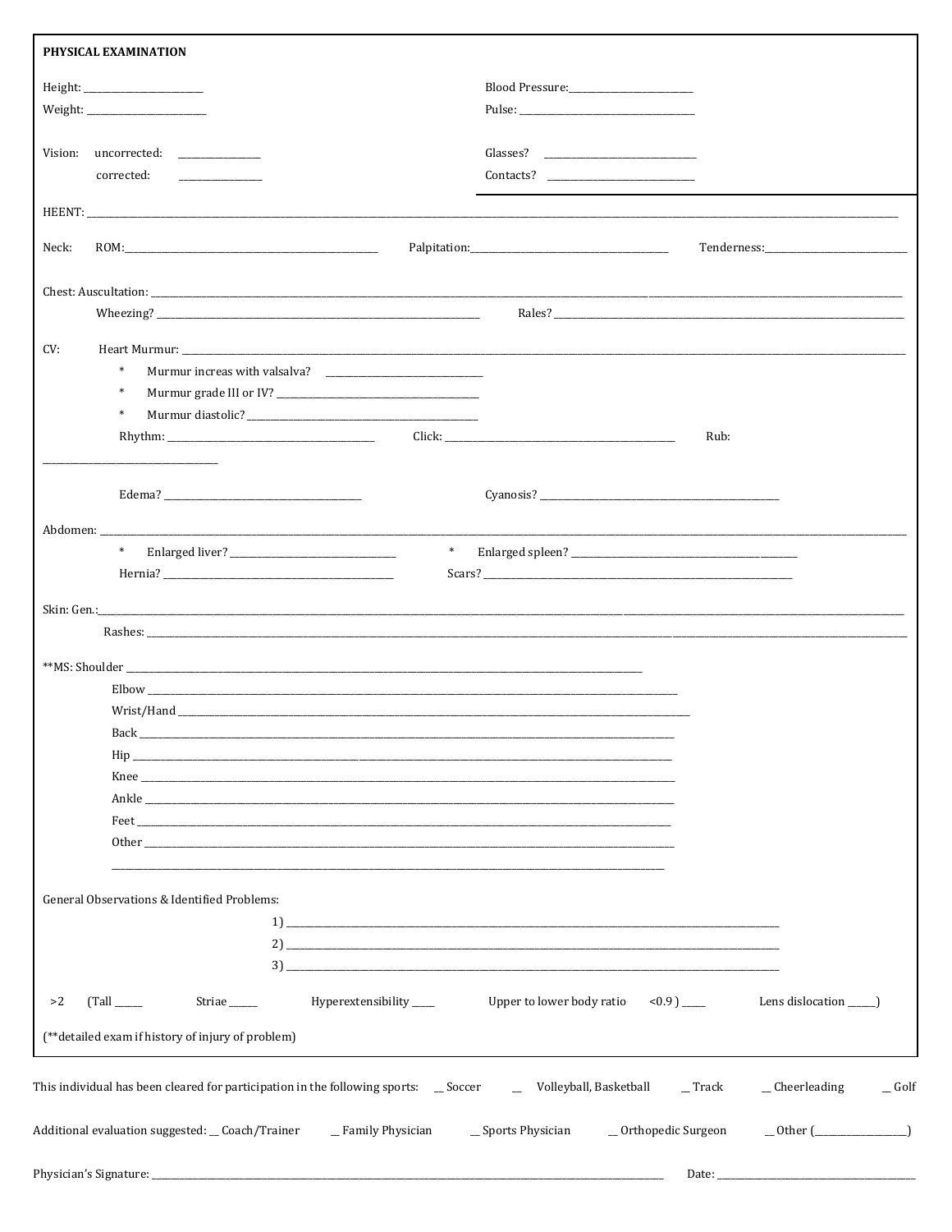**PHYSICAL EXAMINATION**

Height: ____________________ Blood Pressure: ____________________

Weight: ____________________ Pulse: ____________________

Vision: uncorrected: ____________ Glasses? ____________________

corrected: ____________ Contacts? ____________________

HEENT: ________________________________________________________________

Neck: ROM: ____________________ Palpitation: ____________________ Tenderness: ____________________

Chest: Auscultation: ________________________________________________________________

Wheezing? ____________________ Rales? ____________________

CV: Heart Murmur: ________________________________________________________________

- * Murmur increas with valsalva? ____________________
- * Murmur grade III or IV? ____________________
- * Murmur diastolic? ____________________

Rhythm: ____________________ Click: ____________________ Rub: ____________________

Edema? ____________________ Cyanosis? ____________________

Abdomen: ________________________________________________________________

* Enlarged liver? ____________________ * Enlarged spleen? ____________________

Hernia? ____________________ Scars? ____________________

Skin: Gen.: ________________________________________________________________

Rashes: ________________________________________________________________

**MS: Shoulder ________________________________________________________________

Elbow ________________________________________________________________

Wrist/Hand ________________________________________________________________

Back ________________________________________________________________

Hip ________________________________________________________________

Knee ________________________________________________________________

Ankle ________________________________________________________________

Feet ________________________________________________________________

Other ________________________________________________________________

________________________________________________________________

General Observations & Identified Problems:

1) ________________________________________________________________

2) ________________________________________________________________

3) ________________________________________________________________

>2 (Tall _____ Striae _____ Hyperextensibility _____ Upper to lower body ratio <0.9 ) _____ Lens dislocation _____)

(**detailed exam if history of injury of problem)

This individual has been cleared for participation in the following sports: __ Soccer __ Volleyball, Basketball __ Track __ Cheerleading __ Golf

Additional evaluation suggested: __ Coach/Trainer __ Family Physician __ Sports Physician __ Orthopedic Surgeon __ Other (______________)

Physician's Signature: ________________________________________ Date: ____________________